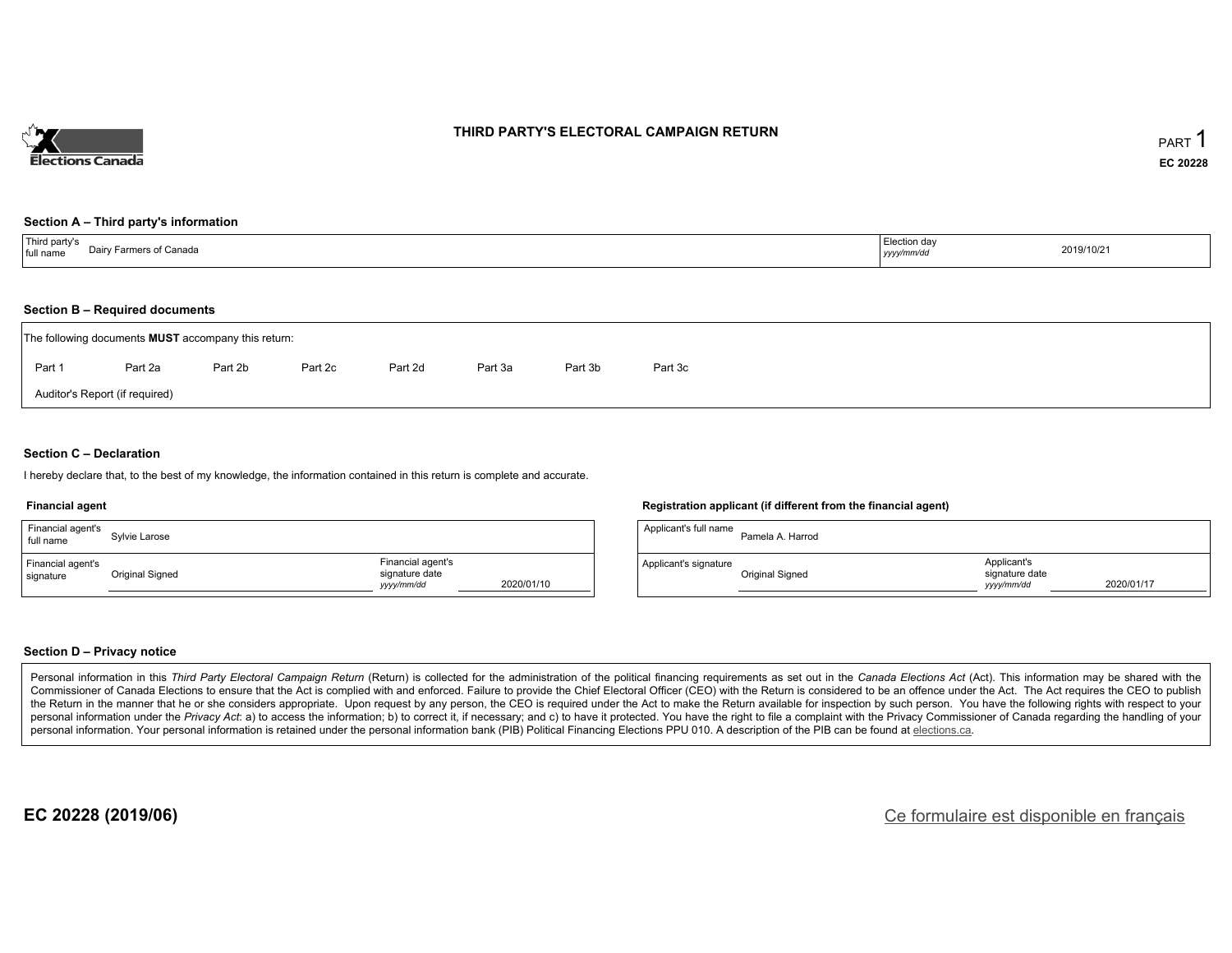Elections Canada

# THIRD PARTY'S ELECTORAL CAMPAIGN RETURN

PART 1

EC 20228

## Section A – Third party's information

| Third party's full name | Dairy Farmers of Canada | Election day *yyyy/mm/dd* | 2019/10/21 |
|---|---|---|---|

## Section B – Required documents

The following documents **MUST** accompany this return:

Part 1 &nbsp; Part 2a &nbsp; Part 2b &nbsp; Part 2c &nbsp; Part 2d &nbsp; Part 3a &nbsp; Part 3b &nbsp; Part 3c

Auditor's Report (if required)

## Section C – Declaration

I hereby declare that, to the best of my knowledge, the information contained in this return is complete and accurate.

### Financial agent

| Financial agent's full name | Sylvie Larose | | |
|---|---|---|---|
| Financial agent's signature | Original Signed | Financial agent's signature date *yyyy/mm/dd* | 2020/01/10 |

### Registration applicant (if different from the financial agent)

| Applicant's full name | Pamela A. Harrod | | |
|---|---|---|---|
| Applicant's signature | Original Signed | Applicant's signature date *yyyy/mm/dd* | 2020/01/17 |

## Section D – Privacy notice

Personal information in this *Third Party Electoral Campaign Return* (Return) is collected for the administration of the political financing requirements as set out in the *Canada Elections Act* (Act). This information may be shared with the Commissioner of Canada Elections to ensure that the Act is complied with and enforced. Failure to provide the Chief Electoral Officer (CEO) with the Return is considered to be an offence under the Act. The Act requires the CEO to publish the Return in the manner that he or she considers appropriate. Upon request by any person, the CEO is required under the Act to make the Return available for inspection by such person. You have the following rights with respect to your personal information under the *Privacy Act*: a) to access the information; b) to correct it, if necessary; and c) to have it protected. You have the right to file a complaint with the Privacy Commissioner of Canada regarding the handling of your personal information. Your personal information is retained under the personal information bank (PIB) Political Financing Elections PPU 010. A description of the PIB can be found at elections.ca.

**EC 20228 (2019/06)**

Ce formulaire est disponible en français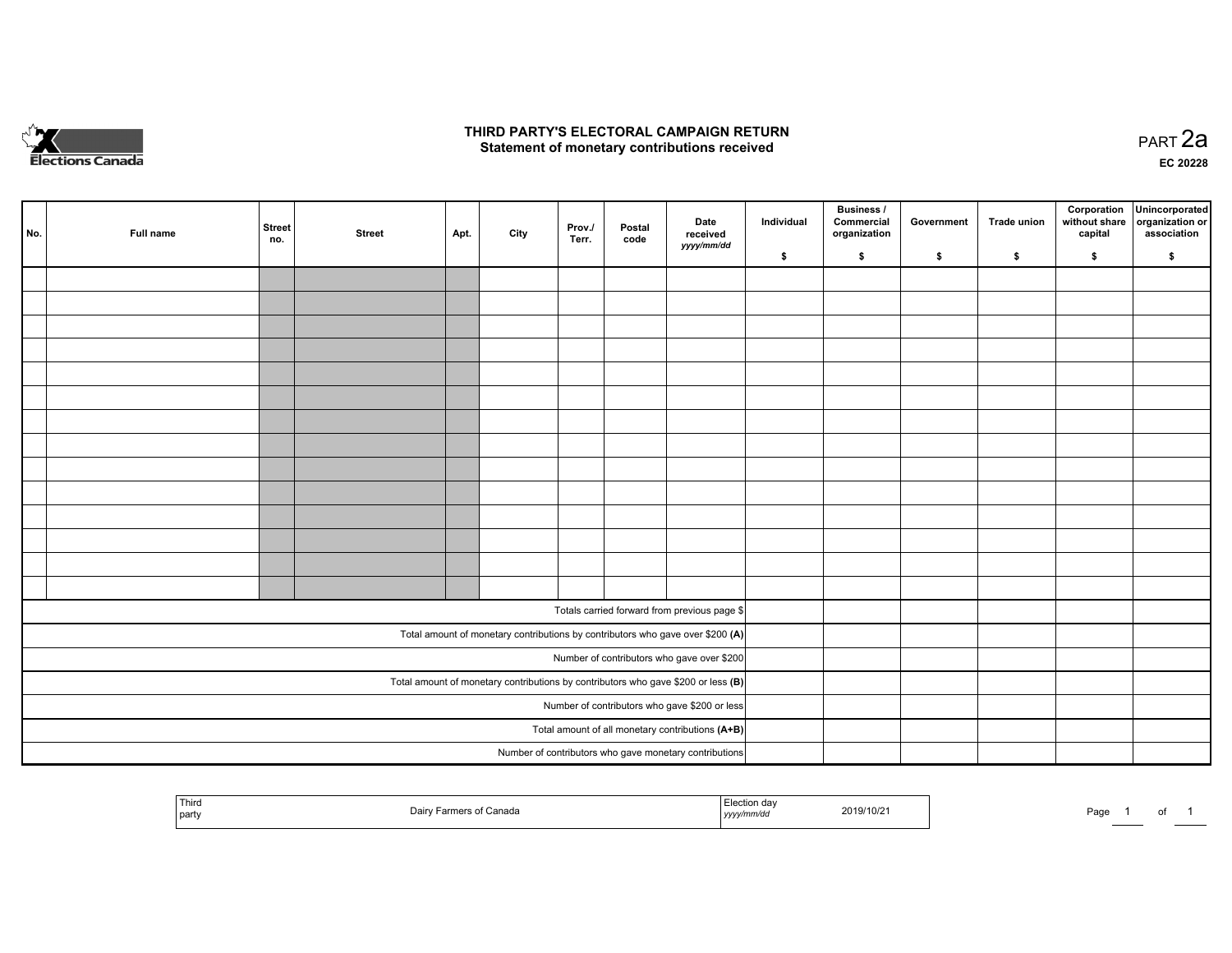Elections Canada

# THIRD PARTY'S ELECTORAL CAMPAIGN RETURN
## Statement of monetary contributions received

PART 2a

EC 20228

| No. | Full name | Street no. | Street | Apt. | City | Prov./ Terr. | Postal code | Date received yyyy/mm/dd | Individual $ | Business / Commercial organization $ | Government $ | Trade union $ | Corporation without share capital $ | Unincorporated organization or association $ |
|---|---|---|---|---|---|---|---|---|---|---|---|---|---|---|
| | | | | | | | | | | | | | | |
| | | | | | | | | | | | | | | |
| | | | | | | | | | | | | | | |
| | | | | | | | | | | | | | | |
| | | | | | | | | | | | | | | |
| | | | | | | | | | | | | | | |
| | | | | | | | | | | | | | | |
| | | | | | | | | | | | | | | |
| | | | | | | | | | | | | | | |
| | | | | | | | | | | | | | | |
| | | | | | | | | | | | | | | |
| | | | | | | | | | | | | | | |
| | | | | | | | | | | | | | | |
| | | | | | | | | | | | | | | |
| Totals carried forward from previous page $ | | | | | | | | | | | | | | |
| Total amount of monetary contributions by contributors who gave over $200 **(A)** | | | | | | | | | | | | | | |
| Number of contributors who gave over $200 | | | | | | | | | | | | | | |
| Total amount of monetary contributions by contributors who gave $200 or less **(B)** | | | | | | | | | | | | | | |
| Number of contributors who gave $200 or less | | | | | | | | | | | | | | |
| Total amount of all monetary contributions **(A+B)** | | | | | | | | | | | | | | |
| Number of contributors who gave monetary contributions | | | | | | | | | | | | | | |

| Third party | Dairy Farmers of Canada | Election day yyyy/mm/dd | 2019/10/21 |
|---|---|---|---|

Page 1 of 1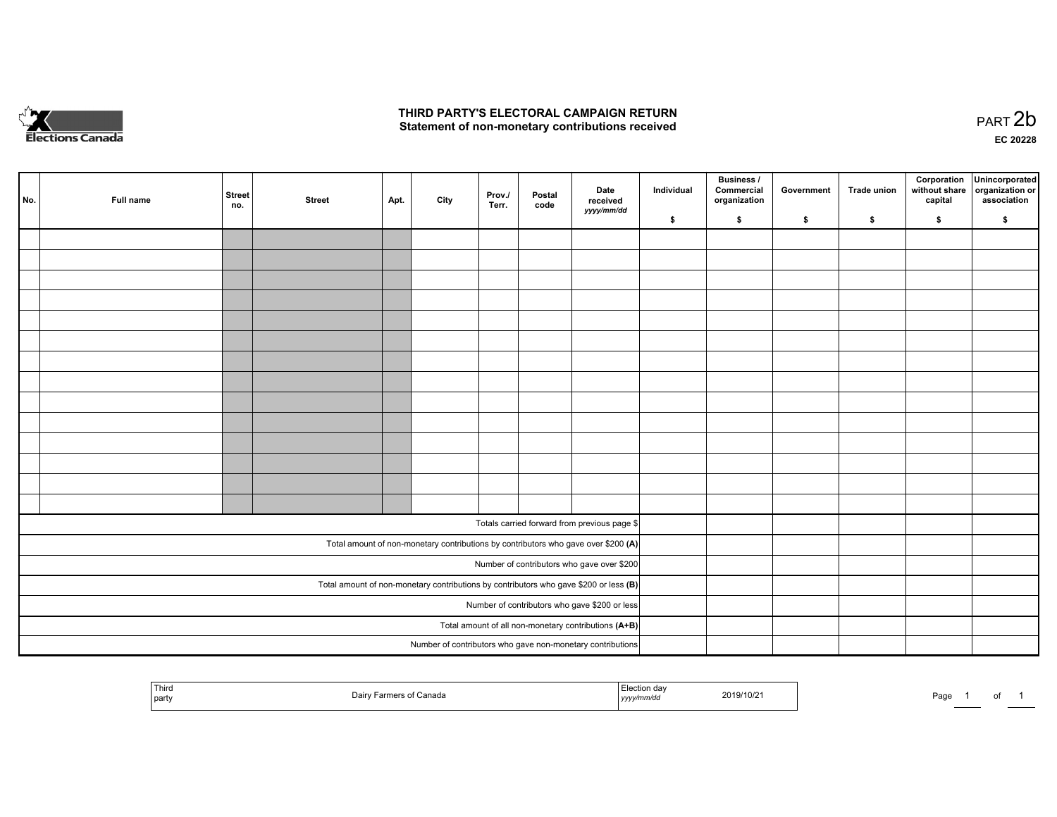# THIRD PARTY'S ELECTORAL CAMPAIGN RETURN

## Statement of non-monetary contributions received

PART 2b

EC 20228

| No. | Full name | Street no. | Street | Apt. | City | Prov./ Terr. | Postal code | Date received yyyy/mm/dd | Individual $ | Business / Commercial organization $ | Government $ | Trade union $ | Corporation without share capital $ | Unincorporated organization or association $ |
|---|---|---|---|---|---|---|---|---|---|---|---|---|---|---|
| | | | | | | | | | | | | | | |
| | | | | | | | | | | | | | | |
| | | | | | | | | | | | | | | |
| | | | | | | | | | | | | | | |
| | | | | | | | | | | | | | | |
| | | | | | | | | | | | | | | |
| | | | | | | | | | | | | | | |
| | | | | | | | | | | | | | | |
| | | | | | | | | | | | | | | |
| | | | | | | | | | | | | | | |
| | | | | | | | | | | | | | | |
| | | | | | | | | | | | | | | |
| | | | | | | | | | | | | | | |
| | | | | | | | | | | | | | | |
| Totals carried forward from previous page $ | | | | | | | | | | | | | | |
| Total amount of non-monetary contributions by contributors who gave over $200 **(A)** | | | | | | | | | | | | | | |
| Number of contributors who gave over $200 | | | | | | | | | | | | | | |
| Total amount of non-monetary contributions by contributors who gave $200 or less **(B)** | | | | | | | | | | | | | | |
| Number of contributors who gave $200 or less | | | | | | | | | | | | | | |
| Total amount of all non-monetary contributions **(A+B)** | | | | | | | | | | | | | | |
| Number of contributors who gave non-monetary contributions | | | | | | | | | | | | | | |

| Third party | Dairy Farmers of Canada | Election day yyyy/mm/dd | 2019/10/21 |
|---|---|---|---|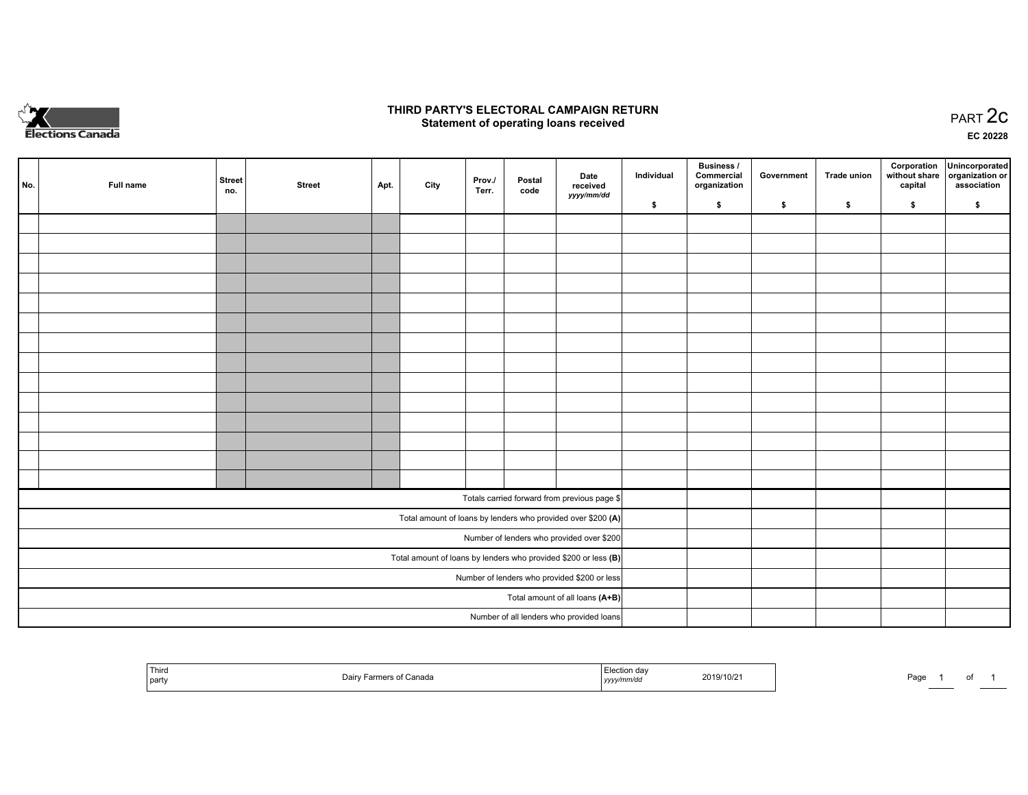# THIRD PARTY'S ELECTORAL CAMPAIGN RETURN

## Statement of operating loans received

PART 2c

EC 20228

| No. | Full name | Street no. | Street | Apt. | City | Prov./ Terr. | Postal code | Date received *yyyy/mm/dd* | Individual $ | Business / Commercial organization $ | Government $ | Trade union $ | Corporation without share capital $ | Unincorporated organization or association $ |
|---|---|---|---|---|---|---|---|---|---|---|---|---|---|---|
| | | | | | | | | | | | | | | |
| | | | | | | | | | | | | | | |
| | | | | | | | | | | | | | | |
| | | | | | | | | | | | | | | |
| | | | | | | | | | | | | | | |
| | | | | | | | | | | | | | | |
| | | | | | | | | | | | | | | |
| | | | | | | | | | | | | | | |
| | | | | | | | | | | | | | | |
| | | | | | | | | | | | | | | |
| | | | | | | | | | | | | | | |
| | | | | | | | | | | | | | | |
| | | | | | | | | | | | | | | |
| | | | | | | | | | | | | | | |
| Totals carried forward from previous page $ | | | | | | | | | | | | | | |
| Total amount of loans by lenders who provided over $200 **(A)** | | | | | | | | | | | | | | |
| Number of lenders who provided over $200 | | | | | | | | | | | | | | |
| Total amount of loans by lenders who provided $200 or less **(B)** | | | | | | | | | | | | | | |
| Number of lenders who provided $200 or less | | | | | | | | | | | | | | |
| Total amount of all loans **(A+B)** | | | | | | | | | | | | | | |
| Number of all lenders who provided loans | | | | | | | | | | | | | | |

| Third party | Dairy Farmers of Canada | Election day *yyyy/mm/dd* | 2019/10/21 |
|---|---|---|---|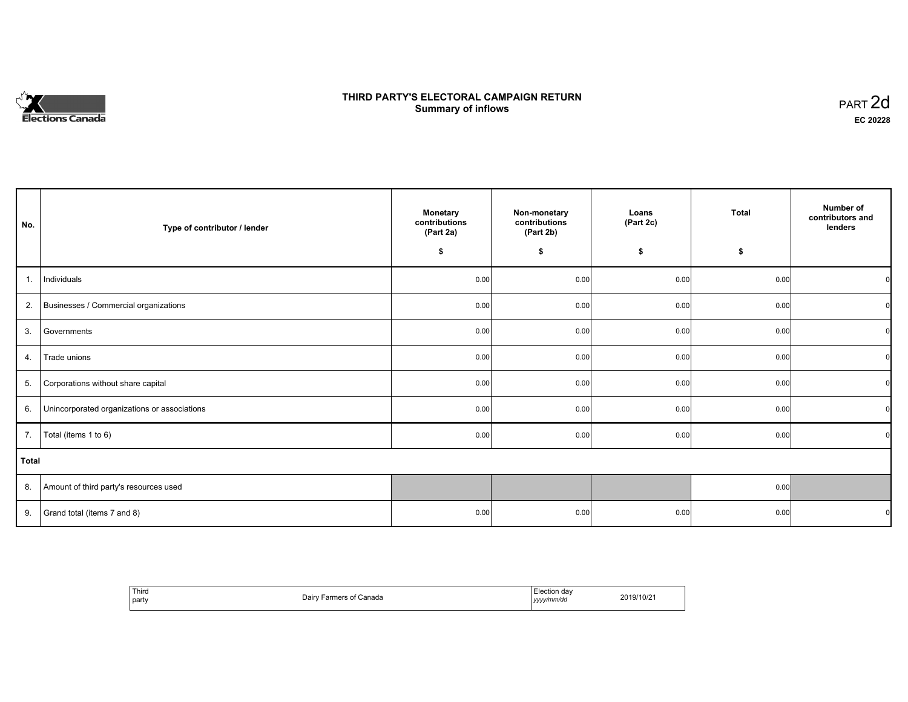# THIRD PARTY'S ELECTORAL CAMPAIGN RETURN
## Summary of inflows

PART 2d

**EC 20228**

| No. | Type of contributor / lender | Monetary contributions (Part 2a) $ | Non-monetary contributions (Part 2b) $ | Loans (Part 2c) $ | Total $ | Number of contributors and lenders |
|---|---|---|---|---|---|---|
| 1. | Individuals | 0.00 | 0.00 | 0.00 | 0.00 | 0 |
| 2. | Businesses / Commercial organizations | 0.00 | 0.00 | 0.00 | 0.00 | 0 |
| 3. | Governments | 0.00 | 0.00 | 0.00 | 0.00 | 0 |
| 4. | Trade unions | 0.00 | 0.00 | 0.00 | 0.00 | 0 |
| 5. | Corporations without share capital | 0.00 | 0.00 | 0.00 | 0.00 | 0 |
| 6. | Unincorporated organizations or associations | 0.00 | 0.00 | 0.00 | 0.00 | 0 |
| 7. | Total (items 1 to 6) | 0.00 | 0.00 | 0.00 | 0.00 | 0 |
| **Total** | | | | | | |
| 8. | Amount of third party's resources used | | | | 0.00 | |
| 9. | Grand total (items 7 and 8) | 0.00 | 0.00 | 0.00 | 0.00 | 0 |

| Third party | Dairy Farmers of Canada | Election day *yyyy/mm/dd* | 2019/10/21 |
|---|---|---|---|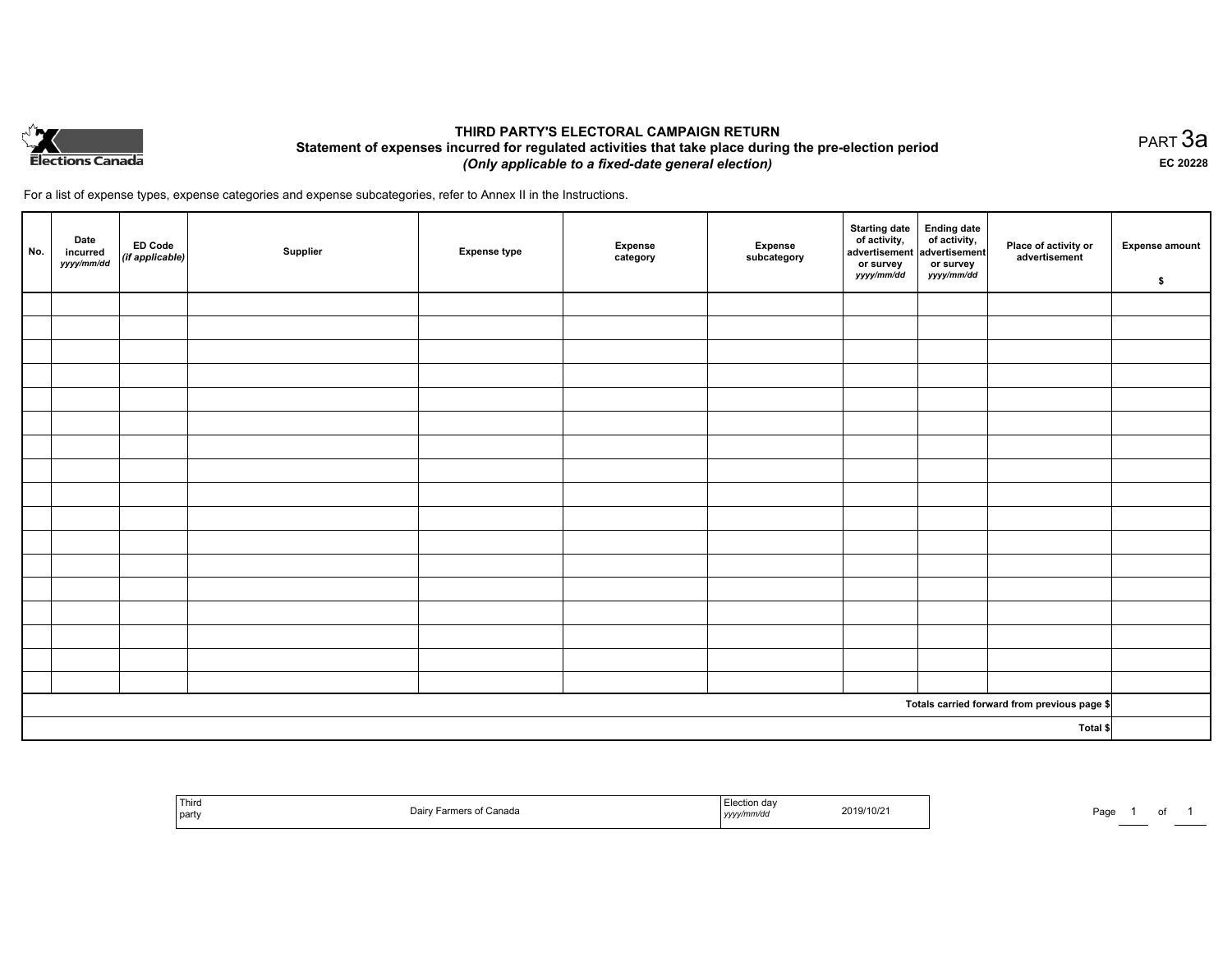# THIRD PARTY'S ELECTORAL CAMPAIGN RETURN

## Statement of expenses incurred for regulated activities that take place during the pre-election period

***(Only applicable to a fixed-date general election)***

PART 3a

**EC 20228**

For a list of expense types, expense categories and expense subcategories, refer to Annex II in the Instructions.

| No. | Date incurred *yyyy/mm/dd* | ED Code *(if applicable)* | Supplier | Expense type | Expense category | Expense subcategory | Starting date of activity, advertisement or survey *yyyy/mm/dd* | Ending date of activity, advertisement or survey *yyyy/mm/dd* | Place of activity or advertisement | Expense amount $ |
|---|---|---|---|---|---|---|---|---|---|---|
| | | | | | | | | | | |
| | | | | | | | | | | |
| | | | | | | | | | | |
| | | | | | | | | | | |
| | | | | | | | | | | |
| | | | | | | | | | | |
| | | | | | | | | | | |
| | | | | | | | | | | |
| | | | | | | | | | | |
| | | | | | | | | | | |
| | | | | | | | | | | |
| | | | | | | | | | | |
| | | | | | | | | | | |
| | | | | | | | | | | |
| | | | | | | | | | | |
| | | | | | | | | | | |
| | | | | | | | | | | |
| | | | | | | | | | **Totals carried forward from previous page $** | |
| | | | | | | | | | **Total $** | |

| Third party | Dairy Farmers of Canada | Election day *yyyy/mm/dd* | 2019/10/21 |
|---|---|---|---|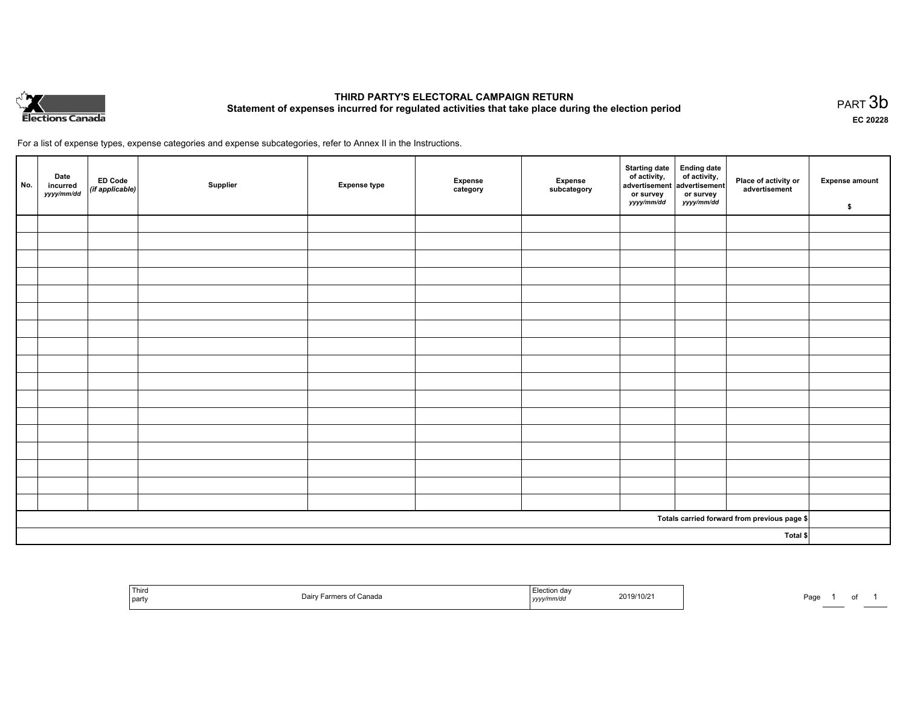Elections Canada

# THIRD PARTY'S ELECTORAL CAMPAIGN RETURN

## Statement of expenses incurred for regulated activities that take place during the election period

PART 3b

EC 20228

For a list of expense types, expense categories and expense subcategories, refer to Annex II in the Instructions.

| No. | Date incurred *yyyy/mm/dd* | ED Code *(if applicable)* | Supplier | Expense type | Expense category | Expense subcategory | Starting date of activity, advertisement or survey *yyyy/mm/dd* | Ending date of activity, advertisement or survey *yyyy/mm/dd* | Place of activity or advertisement | Expense amount $ |
|---|---|---|---|---|---|---|---|---|---|---|
| | | | | | | | | | | |
| | | | | | | | | | | |
| | | | | | | | | | | |
| | | | | | | | | | | |
| | | | | | | | | | | |
| | | | | | | | | | | |
| | | | | | | | | | | |
| | | | | | | | | | | |
| | | | | | | | | | | |
| | | | | | | | | | | |
| | | | | | | | | | | |
| | | | | | | | | | | |
| | | | | | | | | | | |
| | | | | | | | | | | |
| | | | | | | | | | | |
| | | | | | | | | | | |
| | | | | | | | | | | |
| | | | | | | | | | Totals carried forward from previous page $ | |
| | | | | | | | | | Total $ | |

| Third party | Dairy Farmers of Canada | Election day *yyyy/mm/dd* | 2019/10/21 |
|---|---|---|---|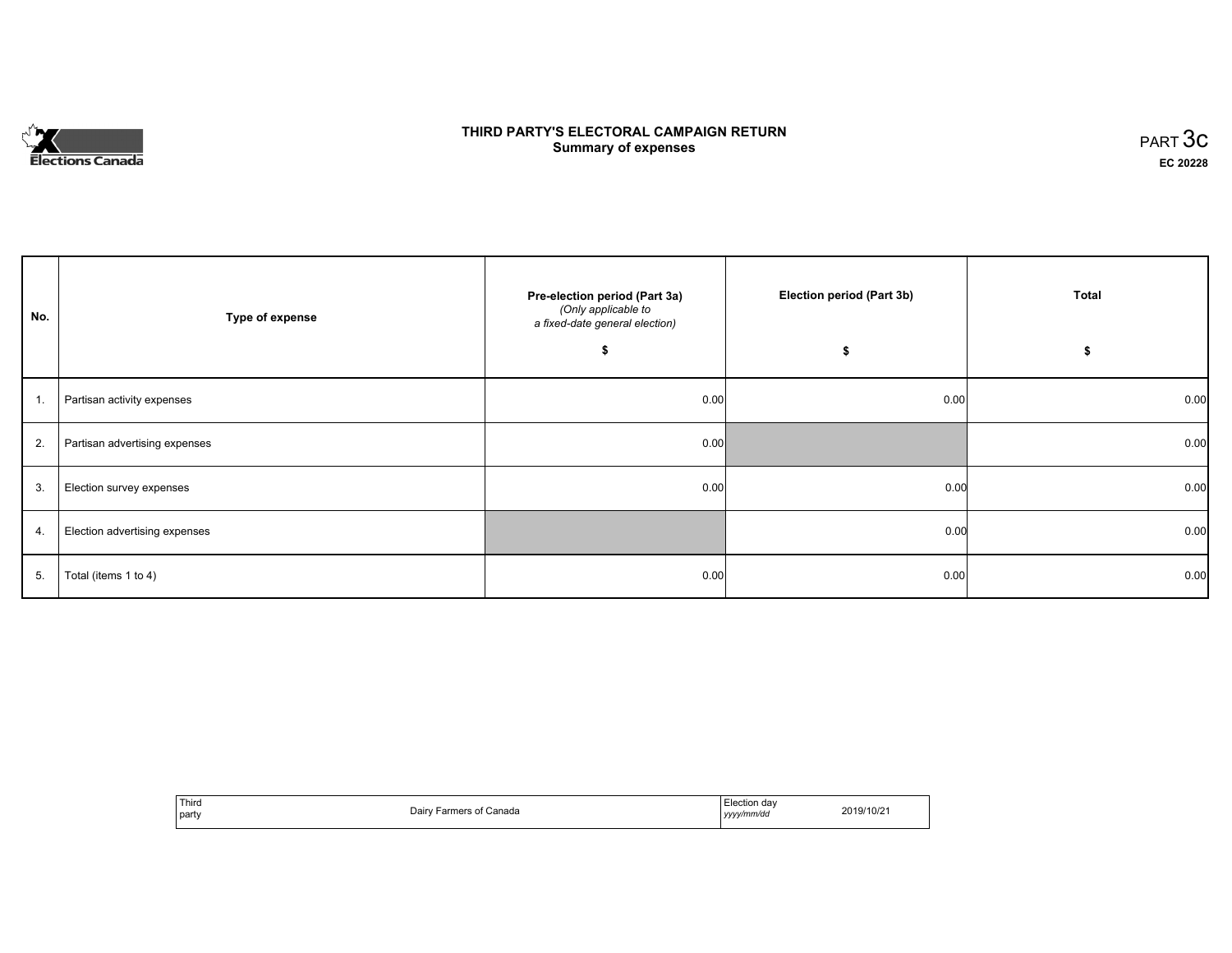# THIRD PARTY'S ELECTORAL CAMPAIGN RETURN
## Summary of expenses

PART 3c

EC 20228

| No. | Type of expense | Pre-election period (Part 3a) *(Only applicable to a fixed-date general election)* $ | Election period (Part 3b) $ | Total $ |
|---|---|---|---|---|
| 1. | Partisan activity expenses | 0.00 | 0.00 | 0.00 |
| 2. | Partisan advertising expenses | 0.00 | | 0.00 |
| 3. | Election survey expenses | 0.00 | 0.00 | 0.00 |
| 4. | Election advertising expenses | | 0.00 | 0.00 |
| 5. | Total (items 1 to 4) | 0.00 | 0.00 | 0.00 |

| Third party | Dairy Farmers of Canada | Election day *yyyy/mm/dd* | 2019/10/21 |
|---|---|---|---|